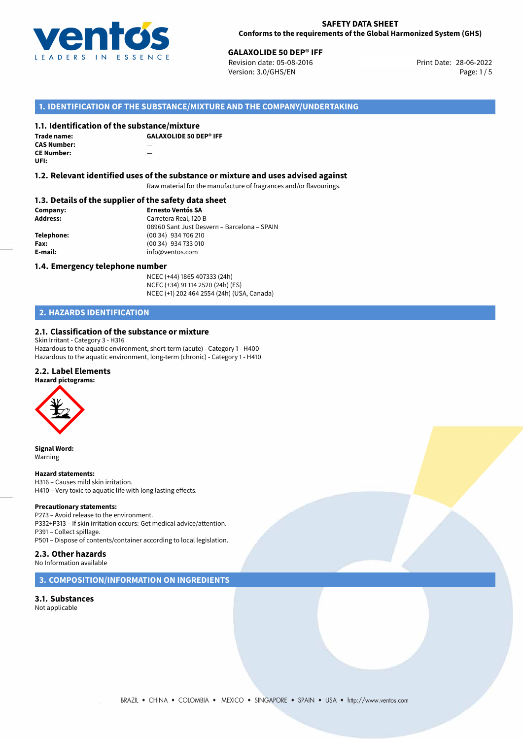**SAFETY DATA SHEET**
**Conforms to the requirements of the Global Harmonized System (GHS)**

**GALAXOLIDE 50 DEP® IFF**
Revision date: 05-08-2016
Version: 3.0/GHS/EN
Print Date: 28-06-2022

## 1. IDENTIFICATION OF THE SUBSTANCE/MIXTURE AND THE COMPANY/UNDERTAKING

### 1.1. Identification of the substance/mixture

| | |
|---|---|
| **Trade name:** | **GALAXOLIDE 50 DEP® IFF** |
| **CAS Number:** | — |
| **CE Number:** | — |
| **UFI:** | |

### 1.2. Relevant identified uses of the substance or mixture and uses advised against

Raw material for the manufacture of fragrances and/or flavourings.

### 1.3. Details of the supplier of the safety data sheet

| | |
|---|---|
| **Company:** | **Ernesto Ventós SA** |
| **Address:** | Carretera Real, 120 B<br>08960 Sant Just Desvern – Barcelona – SPAIN |
| **Telephone:** | (00 34) 934 706 210 |
| **Fax:** | (00 34) 934 733 010 |
| **E-mail:** | info@ventos.com |

### 1.4. Emergency telephone number

NCEC (+44) 1865 407333 (24h)
NCEC (+34) 91 114 2520 (24h) (ES)
NCEC (+1) 202 464 2554 (24h) (USA, Canada)

## 2. HAZARDS IDENTIFICATION

### 2.1. Classification of the substance or mixture

Skin Irritant - Category 3 - H316
Hazardous to the aquatic environment, short-term (acute) - Category 1 - H400
Hazardous to the aquatic environment, long-term (chronic) - Category 1 - H410

### 2.2. Label Elements

**Hazard pictograms:**

**Signal Word:**
Warning

**Hazard statements:**
H316 – Causes mild skin irritation.
H410 – Very toxic to aquatic life with long lasting effects.

**Precautionary statements:**
P273 – Avoid release to the environment.
P332+P313 – If skin irritation occurs: Get medical advice/attention.
P391 – Collect spillage.
P501 – Dispose of contents/container according to local legislation.

### 2.3. Other hazards

No Information available

## 3. COMPOSITION/INFORMATION ON INGREDIENTS

### 3.1. Substances

Not applicable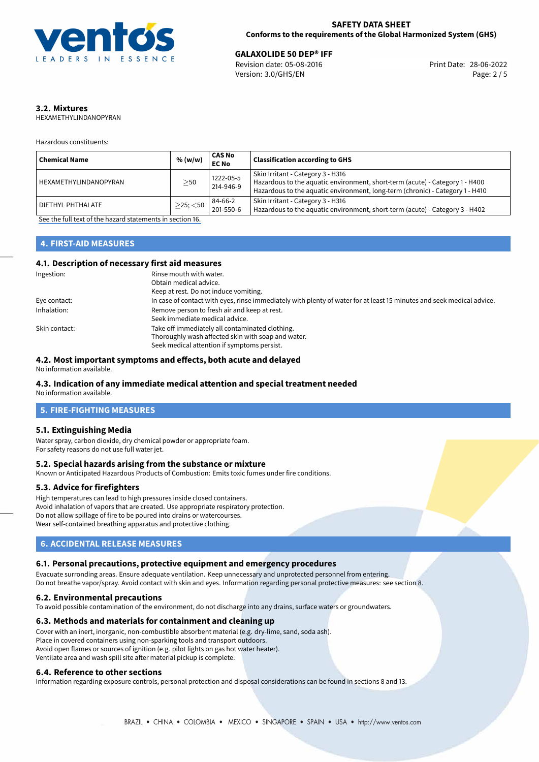### 3.2. Mixtures

HEXAMETHYLINDANOPYRAN

Hazardous constituents:

| Chemical Name | % (w/w) | CAS No EC No | Classification according to GHS |
|---|---|---|---|
| HEXAMETHYLINDANOPYRAN | $\geq$50 | 1222-05-5 214-946-9 | Skin Irritant - Category 3 - H316 Hazardous to the aquatic environment, short-term (acute) - Category 1 - H400 Hazardous to the aquatic environment, long-term (chronic) - Category 1 - H410 |
| DIETHYL PHTHALATE | $\geq$25; $<$50 | 84-66-2 201-550-6 | Skin Irritant - Category 3 - H316 Hazardous to the aquatic environment, short-term (acute) - Category 3 - H402 |

See the full text of the hazard statements in section 16.

## 4. FIRST-AID MEASURES

### 4.1. Description of necessary first aid measures

Ingestion: Rinse mouth with water.
Obtain medical advice.
Keep at rest. Do not induce vomiting.

Eye contact: In case of contact with eyes, rinse immediately with plenty of water for at least 15 minutes and seek medical advice.

Inhalation: Remove person to fresh air and keep at rest.
Seek immediate medical advice.

Skin contact: Take off immediately all contaminated clothing.
Thoroughly wash affected skin with soap and water.
Seek medical attention if symptoms persist.

### 4.2. Most important symptoms and effects, both acute and delayed

No information available.

### 4.3. Indication of any immediate medical attention and special treatment needed

No information available.

## 5. FIRE-FIGHTING MEASURES

### 5.1. Extinguishing Media

Water spray, carbon dioxide, dry chemical powder or appropriate foam.
For safety reasons do not use full water jet.

### 5.2. Special hazards arising from the substance or mixture

Known or Anticipated Hazardous Products of Combustion: Emits toxic fumes under fire conditions.

### 5.3. Advice for firefighters

High temperatures can lead to high pressures inside closed containers.
Avoid inhalation of vapors that are created. Use appropriate respiratory protection.
Do not allow spillage of fire to be poured into drains or watercourses.
Wear self-contained breathing apparatus and protective clothing.

## 6. ACCIDENTAL RELEASE MEASURES

### 6.1. Personal precautions, protective equipment and emergency procedures

Evacuate surrounding areas. Ensure adequate ventilation. Keep unnecessary and unprotected personnel from entering.
Do not breathe vapor/spray. Avoid contact with skin and eyes. Information regarding personal protective measures: see section 8.

### 6.2. Environmental precautions

To avoid possible contamination of the environment, do not discharge into any drains, surface waters or groundwaters.

### 6.3. Methods and materials for containment and cleaning up

Cover with an inert, inorganic, non-combustible absorbent material (e.g. dry-lime, sand, soda ash).
Place in covered containers using non-sparking tools and transport outdoors.
Avoid open flames or sources of ignition (e.g. pilot lights on gas hot water heater).
Ventilate area and wash spill site after material pickup is complete.

### 6.4. Reference to other sections

Information regarding exposure controls, personal protection and disposal considerations can be found in sections 8 and 13.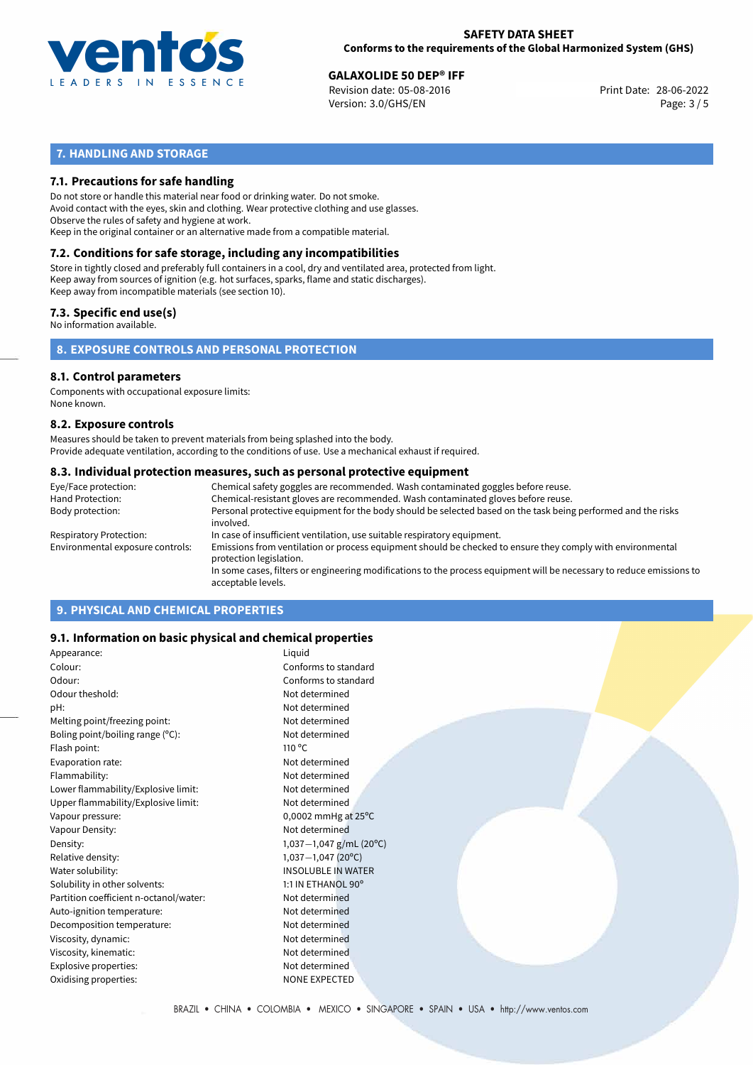## 7. HANDLING AND STORAGE

### 7.1. Precautions for safe handling

Do not store or handle this material near food or drinking water. Do not smoke.
Avoid contact with the eyes, skin and clothing. Wear protective clothing and use glasses.
Observe the rules of safety and hygiene at work.
Keep in the original container or an alternative made from a compatible material.

### 7.2. Conditions for safe storage, including any incompatibilities

Store in tightly closed and preferably full containers in a cool, dry and ventilated area, protected from light.
Keep away from sources of ignition (e.g. hot surfaces, sparks, flame and static discharges).
Keep away from incompatible materials (see section 10).

### 7.3. Specific end use(s)

No information available.

## 8. EXPOSURE CONTROLS AND PERSONAL PROTECTION

### 8.1. Control parameters

Components with occupational exposure limits:
None known.

### 8.2. Exposure controls

Measures should be taken to prevent materials from being splashed into the body.
Provide adequate ventilation, according to the conditions of use. Use a mechanical exhaust if required.

### 8.3. Individual protection measures, such as personal protective equipment

| | |
|---|---|
| Eye/Face protection: | Chemical safety goggles are recommended. Wash contaminated goggles before reuse. |
| Hand Protection: | Chemical-resistant gloves are recommended. Wash contaminated gloves before reuse. |
| Body protection: | Personal protective equipment for the body should be selected based on the task being performed and the risks involved. |
| Respiratory Protection: | In case of insufficient ventilation, use suitable respiratory equipment. |
| Environmental exposure controls: | Emissions from ventilation or process equipment should be checked to ensure they comply with environmental protection legislation. In some cases, filters or engineering modifications to the process equipment will be necessary to reduce emissions to acceptable levels. |

## 9. PHYSICAL AND CHEMICAL PROPERTIES

### 9.1. Information on basic physical and chemical properties

| | |
|---|---|
| Appearance: | Liquid |
| Colour: | Conforms to standard |
| Odour: | Conforms to standard |
| Odour theshold: | Not determined |
| pH: | Not determined |
| Melting point/freezing point: | Not determined |
| Boling point/boiling range (°C): | Not determined |
| Flash point: | 110 °C |
| Evaporation rate: | Not determined |
| Flammability: | Not determined |
| Lower flammability/Explosive limit: | Not determined |
| Upper flammability/Explosive limit: | Not determined |
| Vapour pressure: | 0,0002 mmHg at 25°C |
| Vapour Density: | Not determined |
| Density: | 1,037—1,047 g/mL (20°C) |
| Relative density: | 1,037—1,047 (20°C) |
| Water solubility: | INSOLUBLE IN WATER |
| Solubility in other solvents: | 1:1 IN ETHANOL 90° |
| Partition coefficient n-octanol/water: | Not determined |
| Auto-ignition temperature: | Not determined |
| Decomposition temperature: | Not determined |
| Viscosity, dynamic: | Not determined |
| Viscosity, kinematic: | Not determined |
| Explosive properties: | Not determined |
| Oxidising properties: | NONE EXPECTED |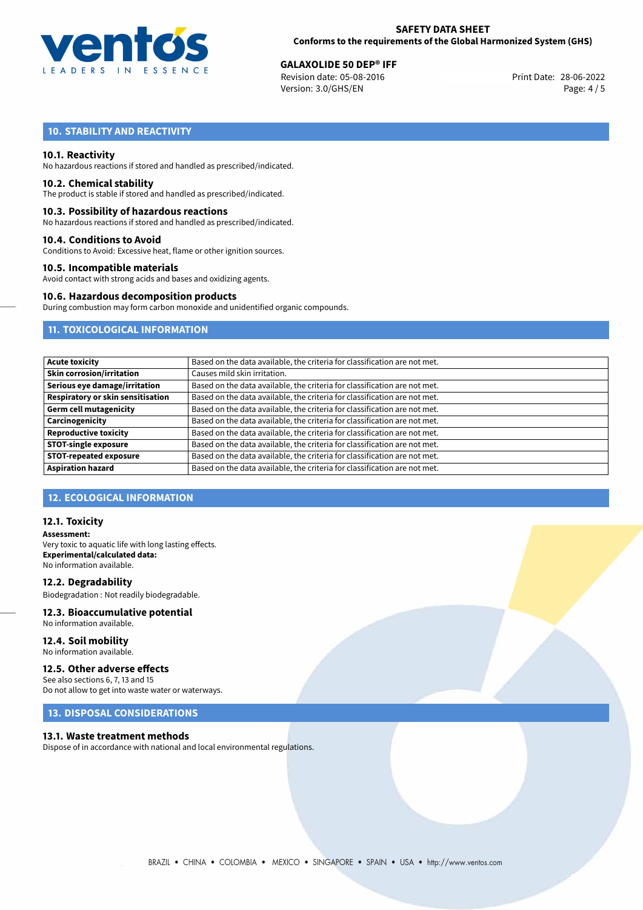## 10. STABILITY AND REACTIVITY

### 10.1. Reactivity

No hazardous reactions if stored and handled as prescribed/indicated.

### 10.2. Chemical stability

The product is stable if stored and handled as prescribed/indicated.

### 10.3. Possibility of hazardous reactions

No hazardous reactions if stored and handled as prescribed/indicated.

### 10.4. Conditions to Avoid

Conditions to Avoid: Excessive heat, flame or other ignition sources.

### 10.5. Incompatible materials

Avoid contact with strong acids and bases and oxidizing agents.

### 10.6. Hazardous decomposition products

During combustion may form carbon monoxide and unidentified organic compounds.

## 11. TOXICOLOGICAL INFORMATION

| | |
|---|---|
| **Acute toxicity** | Based on the data available, the criteria for classification are not met. |
| **Skin corrosion/irritation** | Causes mild skin irritation. |
| **Serious eye damage/irritation** | Based on the data available, the criteria for classification are not met. |
| **Respiratory or skin sensitisation** | Based on the data available, the criteria for classification are not met. |
| **Germ cell mutagenicity** | Based on the data available, the criteria for classification are not met. |
| **Carcinogenicity** | Based on the data available, the criteria for classification are not met. |
| **Reproductive toxicity** | Based on the data available, the criteria for classification are not met. |
| **STOT-single exposure** | Based on the data available, the criteria for classification are not met. |
| **STOT-repeated exposure** | Based on the data available, the criteria for classification are not met. |
| **Aspiration hazard** | Based on the data available, the criteria for classification are not met. |

## 12. ECOLOGICAL INFORMATION

### 12.1. Toxicity

**Assessment:**
Very toxic to aquatic life with long lasting effects.
**Experimental/calculated data:**
No information available.

### 12.2. Degradability

Biodegradation : Not readily biodegradable.

### 12.3. Bioaccumulative potential

No information available.

### 12.4. Soil mobility

No information available.

### 12.5. Other adverse effects

See also sections 6, 7, 13 and 15
Do not allow to get into waste water or waterways.

## 13. DISPOSAL CONSIDERATIONS

### 13.1. Waste treatment methods

Dispose of in accordance with national and local environmental regulations.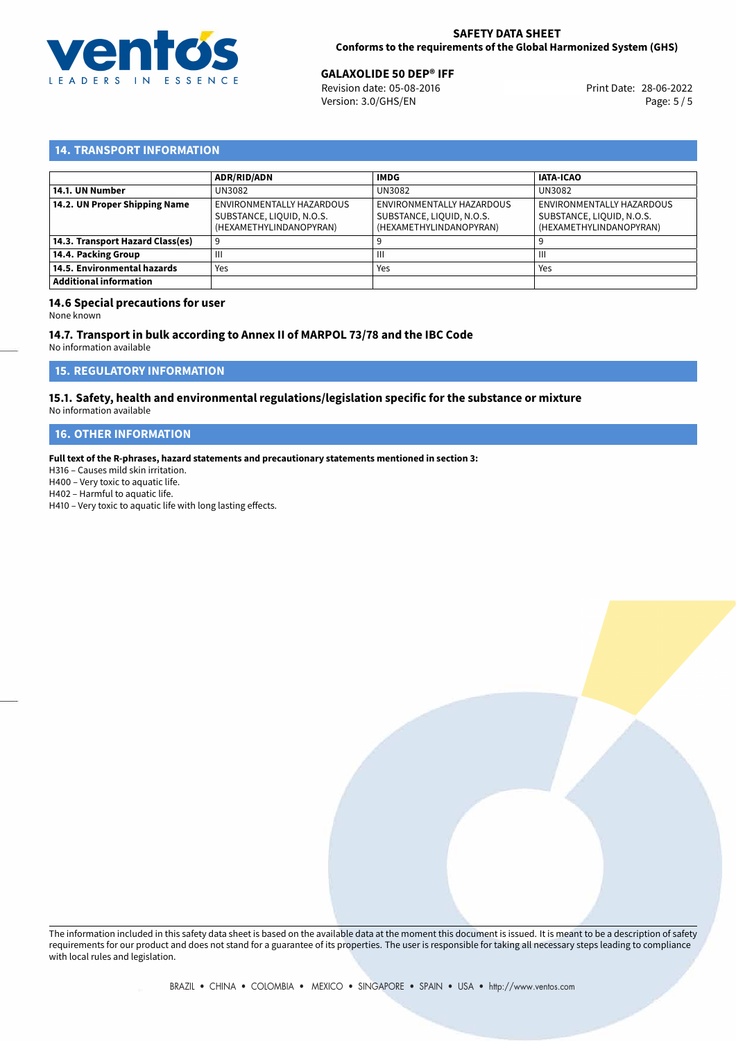## 14. TRANSPORT INFORMATION

| | ADR/RID/ADN | IMDG | IATA-ICAO |
|---|---|---|---|
| **14.1. UN Number** | UN3082 | UN3082 | UN3082 |
| **14.2. UN Proper Shipping Name** | ENVIRONMENTALLY HAZARDOUS SUBSTANCE, LIQUID, N.O.S. (HEXAMETHYLINDANOPYRAN) | ENVIRONMENTALLY HAZARDOUS SUBSTANCE, LIQUID, N.O.S. (HEXAMETHYLINDANOPYRAN) | ENVIRONMENTALLY HAZARDOUS SUBSTANCE, LIQUID, N.O.S. (HEXAMETHYLINDANOPYRAN) |
| **14.3. Transport Hazard Class(es)** | 9 | 9 | 9 |
| **14.4. Packing Group** | III | III | III |
| **14.5. Environmental hazards** | Yes | Yes | Yes |
| **Additional information** | | | |

### 14.6 Special precautions for user

None known

### 14.7. Transport in bulk according to Annex II of MARPOL 73/78 and the IBC Code

No information available

## 15. REGULATORY INFORMATION

### 15.1. Safety, health and environmental regulations/legislation specific for the substance or mixture

No information available

## 16. OTHER INFORMATION

**Full text of the R-phrases, hazard statements and precautionary statements mentioned in section 3:**

H316 – Causes mild skin irritation.
H400 – Very toxic to aquatic life.
H402 – Harmful to aquatic life.
H410 – Very toxic to aquatic life with long lasting effects.

The information included in this safety data sheet is based on the available data at the moment this document is issued. It is meant to be a description of safety requirements for our product and does not stand for a guarantee of its properties. The user is responsible for taking all necessary steps leading to compliance with local rules and legislation.

BRAZIL • CHINA • COLOMBIA • MEXICO • SINGAPORE • SPAIN • USA • http://www.ventos.com